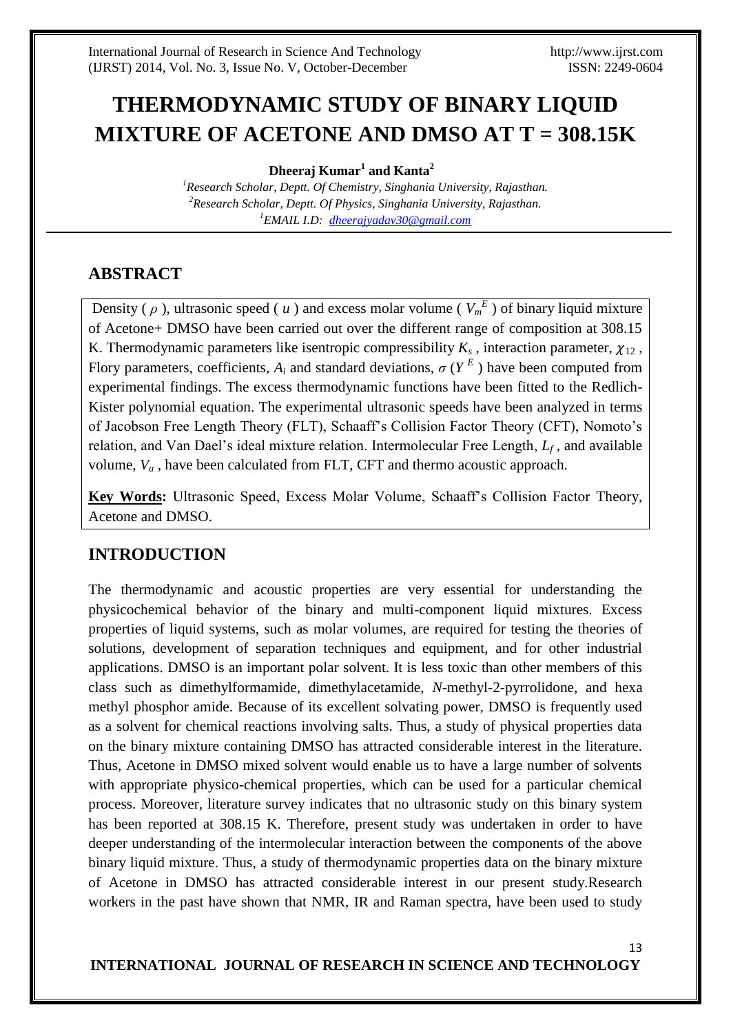# THERMODYNAMIC STUDY OF BINARY LIQUID MIXTURE OF ACETONE AND DMSO AT T = 308.15K

**Dheeraj Kumar[1] and Kanta[2]**

[1]*Research Scholar, Deptt. Of Chemistry, Singhania University, Rajasthan.*
[2]*Research Scholar, Deptt. Of Physics, Singhania University, Rajasthan.*
[1]*EMAIL I.D: dheerajyadav30@gmail.com*

## ABSTRACT

Density ( $\rho$ ), ultrasonic speed ( $u$ ) and excess molar volume ( $V_m^E$ ) of binary liquid mixture of Acetone+ DMSO have been carried out over the different range of composition at 308.15 K. Thermodynamic parameters like isentropic compressibility $K_s$ , interaction parameter, $\chi_{12}$ , Flory parameters, coefficients, $A_i$ and standard deviations, $\sigma$ ($Y^E$) have been computed from experimental findings. The excess thermodynamic functions have been fitted to the Redlich-Kister polynomial equation. The experimental ultrasonic speeds have been analyzed in terms of Jacobson Free Length Theory (FLT), Schaaff's Collision Factor Theory (CFT), Nomoto's relation, and Van Dael's ideal mixture relation. Intermolecular Free Length, $L_f$ , and available volume, $V_a$ , have been calculated from FLT, CFT and thermo acoustic approach.

**Key Words:** Ultrasonic Speed, Excess Molar Volume, Schaaff's Collision Factor Theory, Acetone and DMSO.

## INTRODUCTION

The thermodynamic and acoustic properties are very essential for understanding the physicochemical behavior of the binary and multi-component liquid mixtures. Excess properties of liquid systems, such as molar volumes, are required for testing the theories of solutions, development of separation techniques and equipment, and for other industrial applications. DMSO is an important polar solvent. It is less toxic than other members of this class such as dimethylformamide, dimethylacetamide, *N*-methyl-2-pyrrolidone, and hexa methyl phosphor amide. Because of its excellent solvating power, DMSO is frequently used as a solvent for chemical reactions involving salts. Thus, a study of physical properties data on the binary mixture containing DMSO has attracted considerable interest in the literature. Thus, Acetone in DMSO mixed solvent would enable us to have a large number of solvents with appropriate physico-chemical properties, which can be used for a particular chemical process. Moreover, literature survey indicates that no ultrasonic study on this binary system has been reported at 308.15 K. Therefore, present study was undertaken in order to have deeper understanding of the intermolecular interaction between the components of the above binary liquid mixture. Thus, a study of thermodynamic properties data on the binary mixture of Acetone in DMSO has attracted considerable interest in our present study.Research workers in the past have shown that NMR, IR and Raman spectra, have been used to study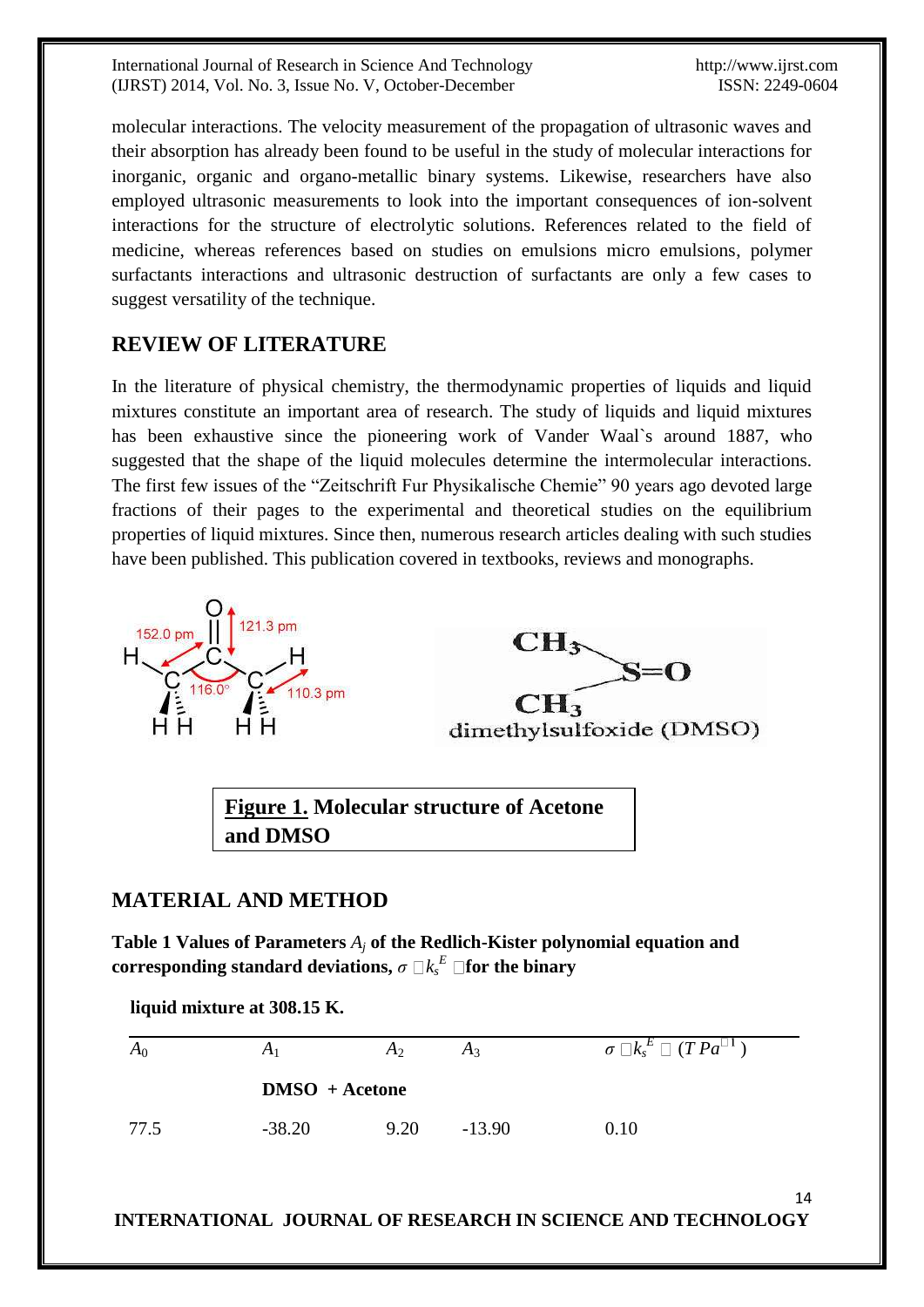molecular interactions. The velocity measurement of the propagation of ultrasonic waves and their absorption has already been found to be useful in the study of molecular interactions for inorganic, organic and organo-metallic binary systems. Likewise, researchers have also employed ultrasonic measurements to look into the important consequences of ion-solvent interactions for the structure of electrolytic solutions. References related to the field of medicine, whereas references based on studies on emulsions micro emulsions, polymer surfactants interactions and ultrasonic destruction of surfactants are only a few cases to suggest versatility of the technique.

## REVIEW OF LITERATURE

In the literature of physical chemistry, the thermodynamic properties of liquids and liquid mixtures constitute an important area of research. The study of liquids and liquid mixtures has been exhaustive since the pioneering work of Vander Waal`s around 1887, who suggested that the shape of the liquid molecules determine the intermolecular interactions. The first few issues of the "Zeitschrift Fur Physikalische Chemie" 90 years ago devoted large fractions of their pages to the experimental and theoretical studies on the equilibrium properties of liquid mixtures. Since then, numerous research articles dealing with such studies have been published. This publication covered in textbooks, reviews and monographs.

**Figure 1. Molecular structure of Acetone and DMSO**

## MATERIAL AND METHOD

**Table 1 Values of Parameters $A_j$ of the Redlich-Kister polynomial equation and corresponding standard deviations, $\sigma(k_s^E)$ for the binary liquid mixture at 308.15 K.**

| $A_0$ | $A_1$ | $A_2$ | $A_3$ | $\sigma(k_s^E)$ $(TPa^{-1})$ |
|---|---|---|---|---|
| | **DMSO + Acetone** | | | |
| 77.5 | -38.20 | 9.20 | -13.90 | 0.10 |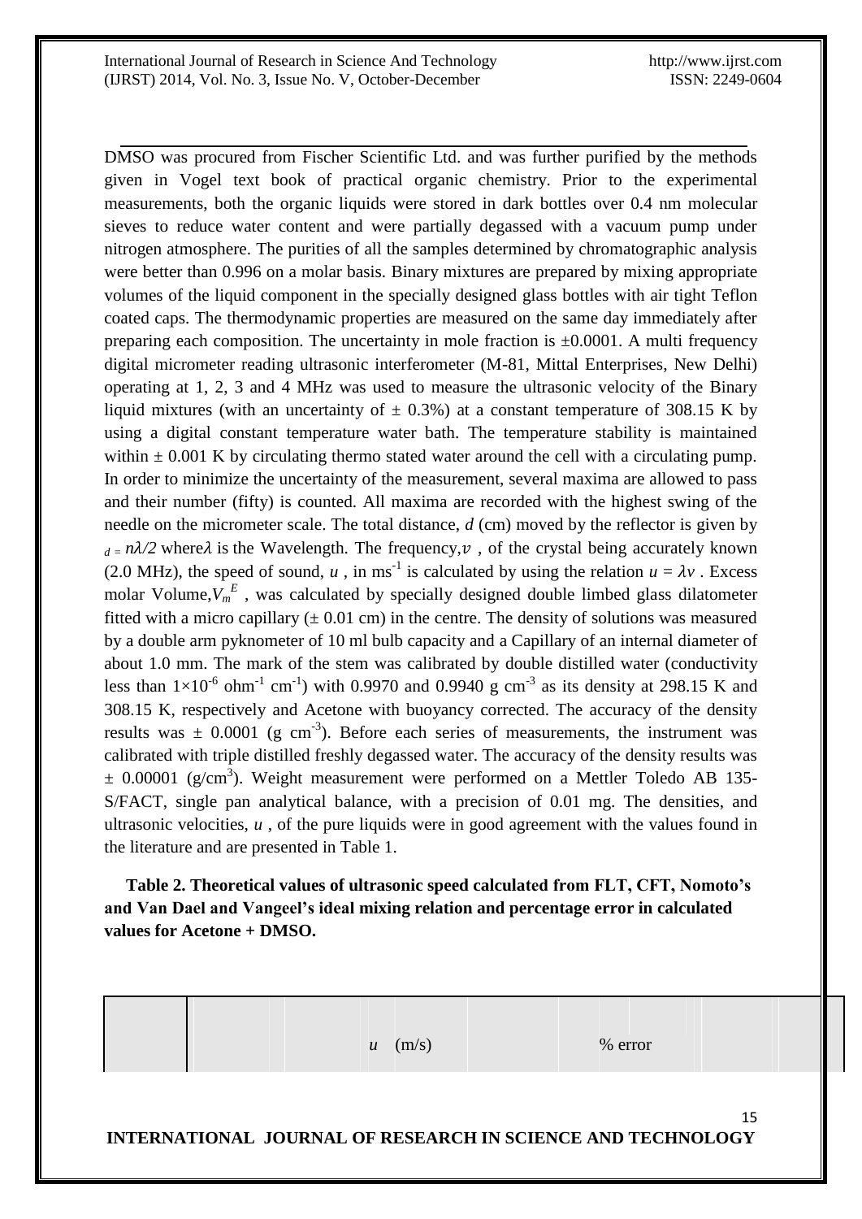DMSO was procured from Fischer Scientific Ltd. and was further purified by the methods given in Vogel text book of practical organic chemistry. Prior to the experimental measurements, both the organic liquids were stored in dark bottles over 0.4 nm molecular sieves to reduce water content and were partially degassed with a vacuum pump under nitrogen atmosphere. The purities of all the samples determined by chromatographic analysis were better than 0.996 on a molar basis. Binary mixtures are prepared by mixing appropriate volumes of the liquid component in the specially designed glass bottles with air tight Teflon coated caps. The thermodynamic properties are measured on the same day immediately after preparing each composition. The uncertainty in mole fraction is ±0.0001. A multi frequency digital micrometer reading ultrasonic interferometer (M-81, Mittal Enterprises, New Delhi) operating at 1, 2, 3 and 4 MHz was used to measure the ultrasonic velocity of the Binary liquid mixtures (with an uncertainty of ± 0.3%) at a constant temperature of 308.15 K by using a digital constant temperature water bath. The temperature stability is maintained within ± 0.001 K by circulating thermo stated water around the cell with a circulating pump. In order to minimize the uncertainty of the measurement, several maxima are allowed to pass and their number (fifty) is counted. All maxima are recorded with the highest swing of the needle on the micrometer scale. The total distance, *d* (cm) moved by the reflector is given by $d = n\lambda/2$ where $\lambda$ is the Wavelength. The frequency, $v$ , of the crystal being accurately known (2.0 MHz), the speed of sound, $u$ , in $ms^{-1}$ is calculated by using the relation $u = \lambda v$ . Excess molar Volume, $V_m^E$ , was calculated by specially designed double limbed glass dilatometer fitted with a micro capillary (± 0.01 cm) in the centre. The density of solutions was measured by a double arm pyknometer of 10 ml bulb capacity and a Capillary of an internal diameter of about 1.0 mm. The mark of the stem was calibrated by double distilled water (conductivity less than $1\times10^{-6}$ $ohm^{-1}$ $cm^{-1}$) with 0.9970 and 0.9940 g $cm^{-3}$ as its density at 298.15 K and 308.15 K, respectively and Acetone with buoyancy corrected. The accuracy of the density results was ± 0.0001 (g $cm^{-3}$). Before each series of measurements, the instrument was calibrated with triple distilled freshly degassed water. The accuracy of the density results was ± 0.00001 (g/$cm^3$). Weight measurement were performed on a Mettler Toledo AB 135-S/FACT, single pan analytical balance, with a precision of 0.01 mg. The densities, and ultrasonic velocities, $u$ , of the pure liquids were in good agreement with the values found in the literature and are presented in Table 1.

**Table 2. Theoretical values of ultrasonic speed calculated from FLT, CFT, Nomoto's and Van Dael and Vangeel's ideal mixing relation and percentage error in calculated values for Acetone + DMSO.**

| | $u$ (m/s) | % error |
|---|---|---|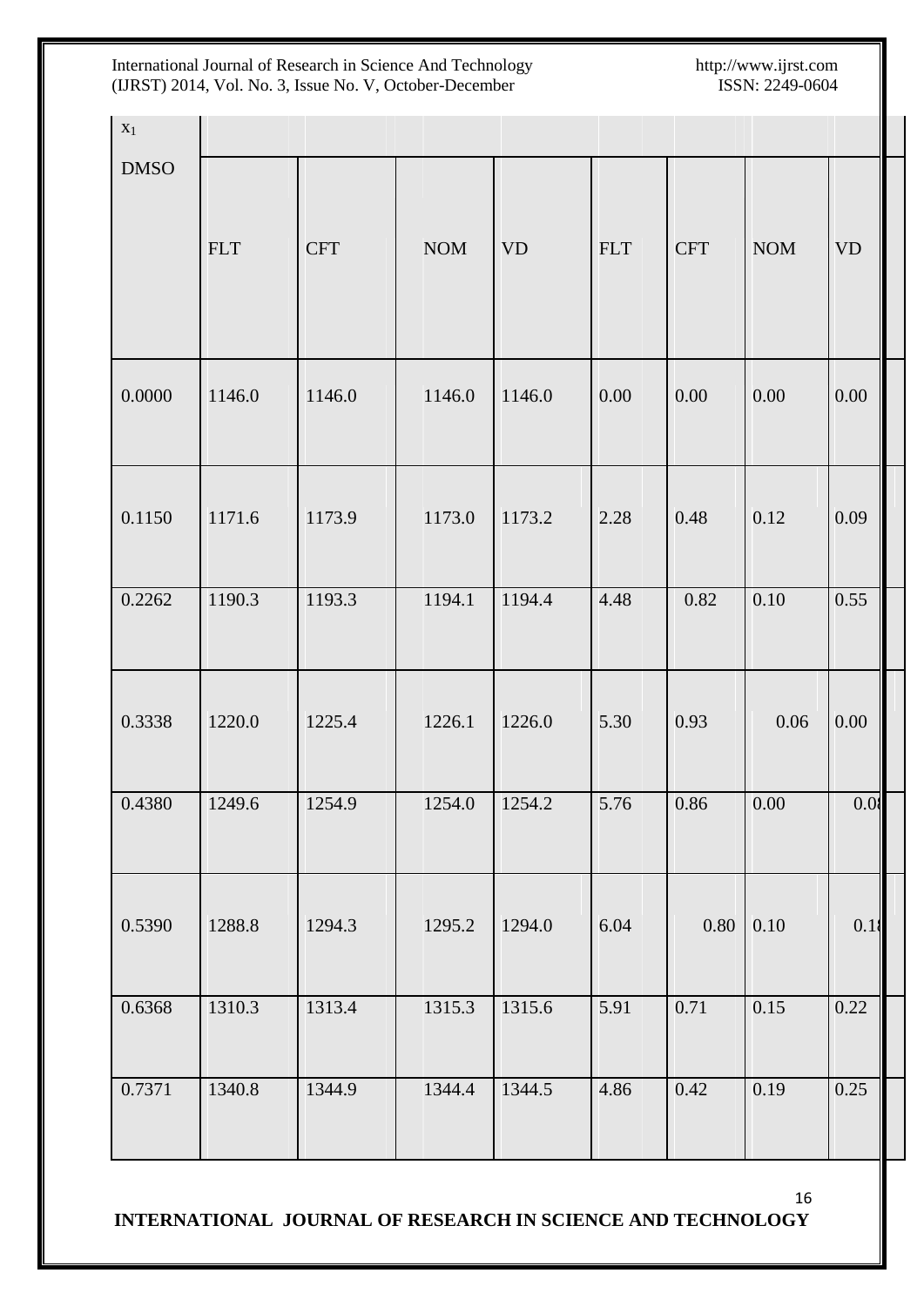| $x_1$ DMSO | | | | | | | | |
|---|---|---|---|---|---|---|---|---|
| | FLT | CFT | NOM | VD | FLT | CFT | NOM | VD |
| 0.0000 | 1146.0 | 1146.0 | 1146.0 | 1146.0 | 0.00 | 0.00 | 0.00 | 0.00 |
| 0.1150 | 1171.6 | 1173.9 | 1173.0 | 1173.2 | 2.28 | 0.48 | 0.12 | 0.09 |
| 0.2262 | 1190.3 | 1193.3 | 1194.1 | 1194.4 | 4.48 | 0.82 | 0.10 | 0.55 |
| 0.3338 | 1220.0 | 1225.4 | 1226.1 | 1226.0 | 5.30 | 0.93 | 0.06 | 0.00 |
| 0.4380 | 1249.6 | 1254.9 | 1254.0 | 1254.2 | 5.76 | 0.86 | 0.00 | 0.0 |
| 0.5390 | 1288.8 | 1294.3 | 1295.2 | 1294.0 | 6.04 | 0.80 | 0.10 | 0.1 |
| 0.6368 | 1310.3 | 1313.4 | 1315.3 | 1315.6 | 5.91 | 0.71 | 0.15 | 0.22 |
| 0.7371 | 1340.8 | 1344.9 | 1344.4 | 1344.5 | 4.86 | 0.42 | 0.19 | 0.25 |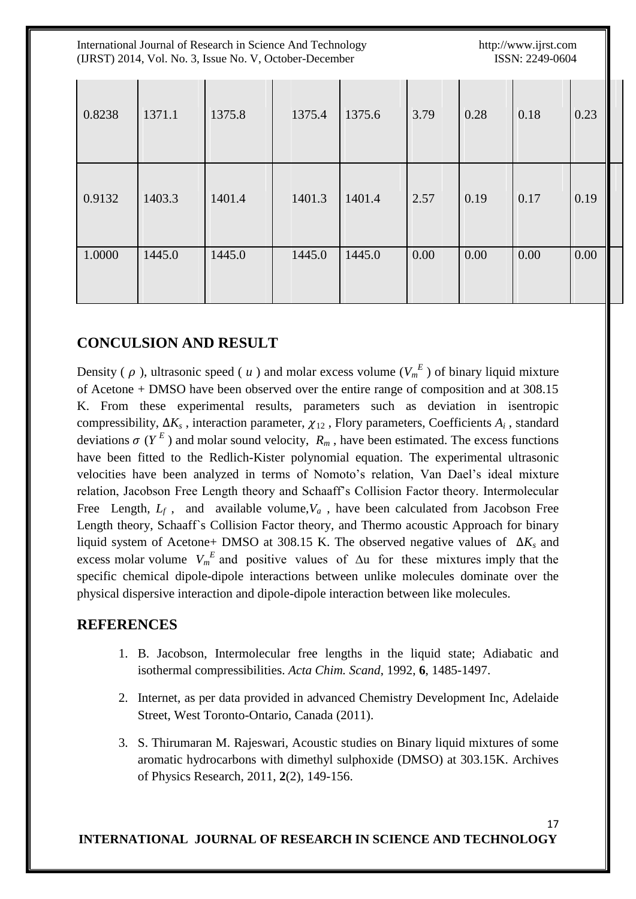| | | | | | | | | |
|---|---|---|---|---|---|---|---|---|
| 0.8238 | 1371.1 | 1375.8 | 1375.4 | 1375.6 | 3.79 | 0.28 | 0.18 | 0.23 |
| 0.9132 | 1403.3 | 1401.4 | 1401.3 | 1401.4 | 2.57 | 0.19 | 0.17 | 0.19 |
| 1.0000 | 1445.0 | 1445.0 | 1445.0 | 1445.0 | 0.00 | 0.00 | 0.00 | 0.00 |

## CONCULSION AND RESULT

Density ( $\rho$ ), ultrasonic speed ( $u$ ) and molar excess volume ($V_m^E$ ) of binary liquid mixture of Acetone + DMSO have been observed over the entire range of composition and at 308.15 K. From these experimental results, parameters such as deviation in isentropic compressibility, $\Delta K_s$ , interaction parameter, $\chi_{12}$ , Flory parameters, Coefficients $A_i$ , standard deviations $\sigma$ ($Y^E$ ) and molar sound velocity, $R_m$ , have been estimated. The excess functions have been fitted to the Redlich-Kister polynomial equation. The experimental ultrasonic velocities have been analyzed in terms of Nomoto's relation, Van Dael's ideal mixture relation, Jacobson Free Length theory and Schaaff's Collision Factor theory. Intermolecular Free Length, $L_f$ , and available volume, $V_a$ , have been calculated from Jacobson Free Length theory, Schaaff`s Collision Factor theory, and Thermo acoustic Approach for binary liquid system of Acetone+ DMSO at 308.15 K. The observed negative values of $\Delta K_s$ and excess molar volume $V_m^E$ and positive values of $\Delta u$ for these mixtures imply that the specific chemical dipole-dipole interactions between unlike molecules dominate over the physical dispersive interaction and dipole-dipole interaction between like molecules.

## REFERENCES

1. B. Jacobson, Intermolecular free lengths in the liquid state; Adiabatic and isothermal compressibilities. *Acta Chim. Scand*, 1992, **6**, 1485-1497.
2. Internet, as per data provided in advanced Chemistry Development Inc, Adelaide Street, West Toronto-Ontario, Canada (2011).
3. S. Thirumaran M. Rajeswari, Acoustic studies on Binary liquid mixtures of some aromatic hydrocarbons with dimethyl sulphoxide (DMSO) at 303.15K. Archives of Physics Research, 2011, **2**(2), 149-156.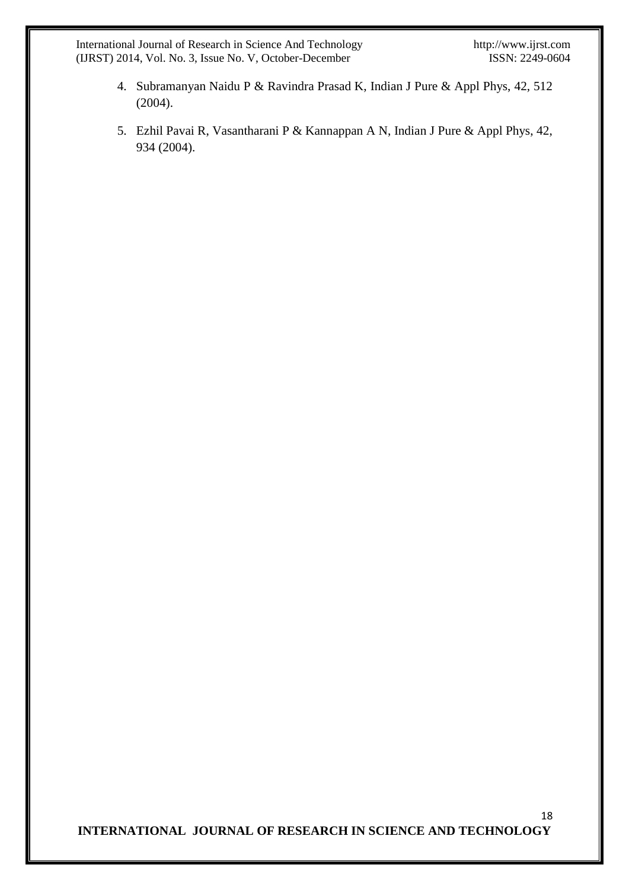4. Subramanyan Naidu P & Ravindra Prasad K, Indian J Pure & Appl Phys, 42, 512 (2004).

5. Ezhil Pavai R, Vasantharani P & Kannappan A N, Indian J Pure & Appl Phys, 42, 934 (2004).